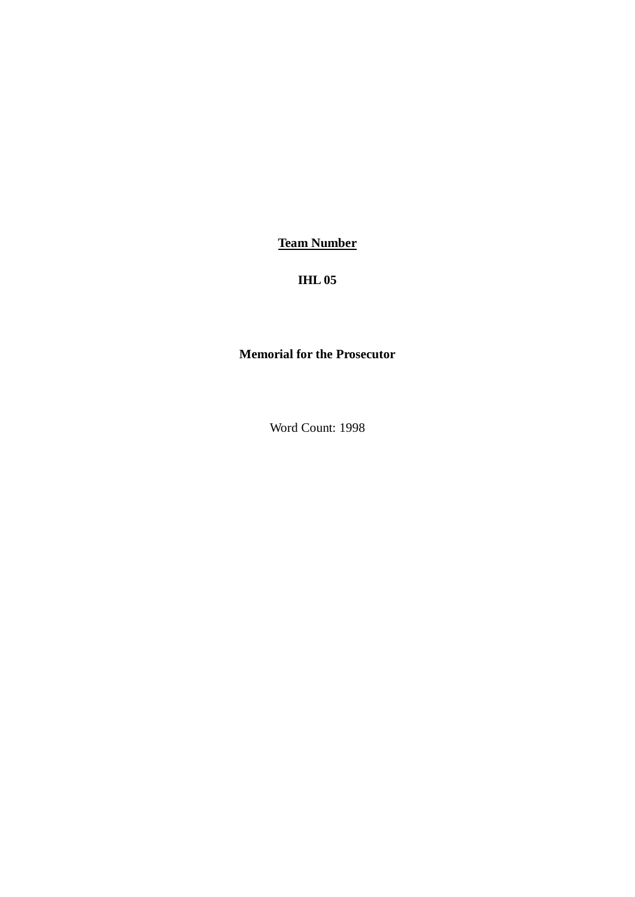**<u>Team Number</u>**

**IHL 05**

**Memorial for the Prosecutor**

Word Count: 1998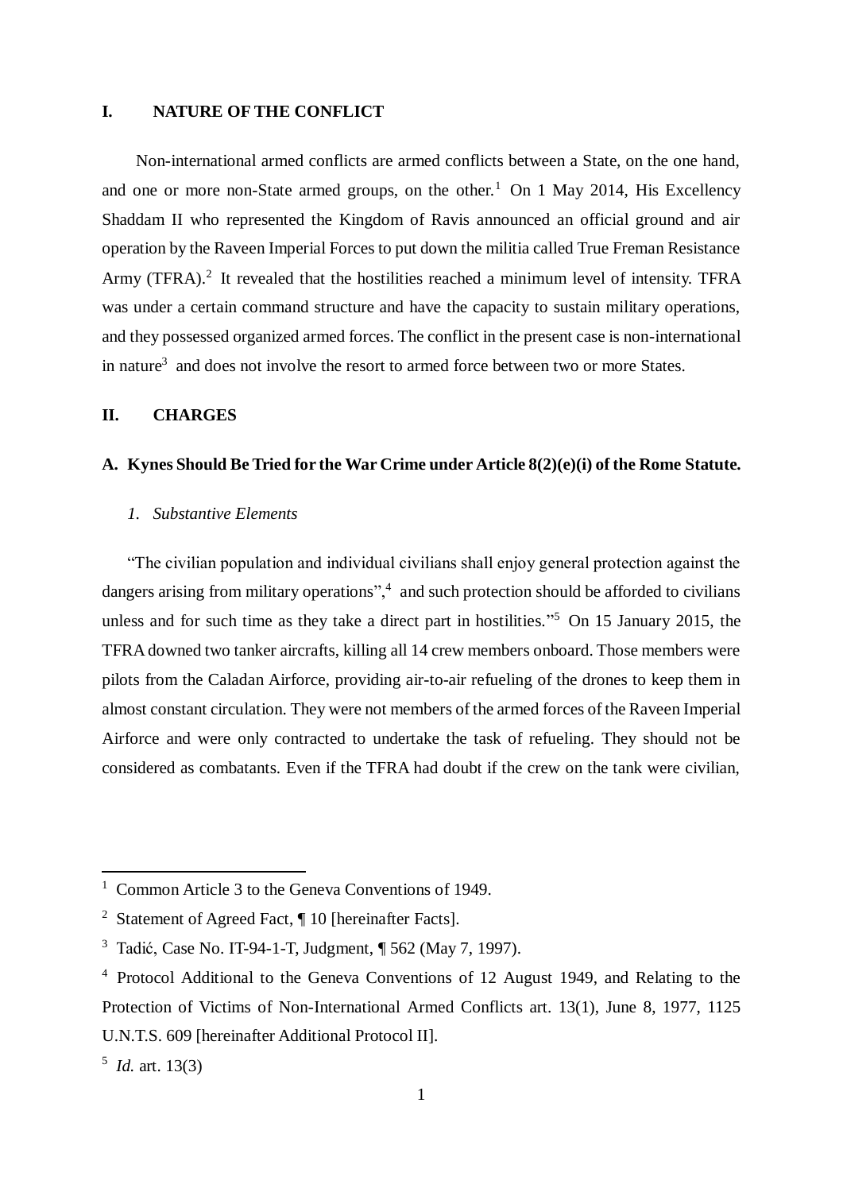## I. NATURE OF THE CONFLICT

Non-international armed conflicts are armed conflicts between a State, on the one hand, and one or more non-State armed groups, on the other.[1] On 1 May 2014, His Excellency Shaddam II who represented the Kingdom of Ravis announced an official ground and air operation by the Raveen Imperial Forces to put down the militia called True Freman Resistance Army (TFRA).[2] It revealed that the hostilities reached a minimum level of intensity. TFRA was under a certain command structure and have the capacity to sustain military operations, and they possessed organized armed forces. The conflict in the present case is non-international in nature[3] and does not involve the resort to armed force between two or more States.

## II. CHARGES

### A. Kynes Should Be Tried for the War Crime under Article 8(2)(e)(i) of the Rome Statute.

#### *1. Substantive Elements*

"The civilian population and individual civilians shall enjoy general protection against the dangers arising from military operations",[4] and such protection should be afforded to civilians unless and for such time as they take a direct part in hostilities."[5] On 15 January 2015, the TFRA downed two tanker aircrafts, killing all 14 crew members onboard. Those members were pilots from the Caladan Airforce, providing air-to-air refueling of the drones to keep them in almost constant circulation. They were not members of the armed forces of the Raveen Imperial Airforce and were only contracted to undertake the task of refueling. They should not be considered as combatants. Even if the TFRA had doubt if the crew on the tank were civilian,

---

[1] Common Article 3 to the Geneva Conventions of 1949.

[2] Statement of Agreed Fact, ¶ 10 [hereinafter Facts].

[3] Tadić, Case No. IT-94-1-T, Judgment, ¶ 562 (May 7, 1997).

[4] Protocol Additional to the Geneva Conventions of 12 August 1949, and Relating to the Protection of Victims of Non-International Armed Conflicts art. 13(1), June 8, 1977, 1125 U.N.T.S. 609 [hereinafter Additional Protocol II].

[5] *Id.* art. 13(3)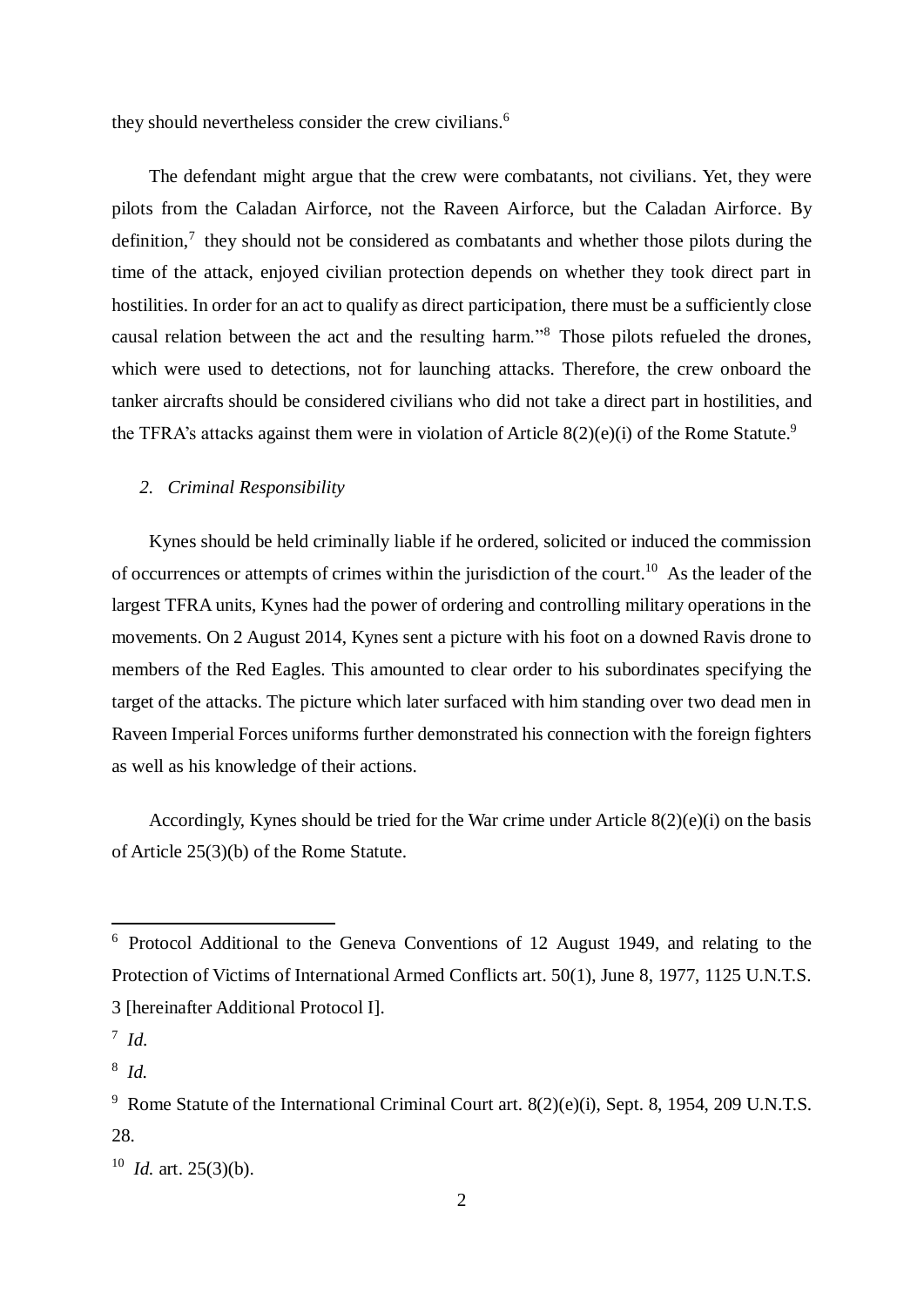they should nevertheless consider the crew civilians.[6]

The defendant might argue that the crew were combatants, not civilians. Yet, they were pilots from the Caladan Airforce, not the Raveen Airforce, but the Caladan Airforce. By definition,[7] they should not be considered as combatants and whether those pilots during the time of the attack, enjoyed civilian protection depends on whether they took direct part in hostilities. In order for an act to qualify as direct participation, there must be a sufficiently close causal relation between the act and the resulting harm."[8] Those pilots refueled the drones, which were used to detections, not for launching attacks. Therefore, the crew onboard the tanker aircrafts should be considered civilians who did not take a direct part in hostilities, and the TFRA's attacks against them were in violation of Article 8(2)(e)(i) of the Rome Statute.[9]

*2. Criminal Responsibility*

Kynes should be held criminally liable if he ordered, solicited or induced the commission of occurrences or attempts of crimes within the jurisdiction of the court.[10] As the leader of the largest TFRA units, Kynes had the power of ordering and controlling military operations in the movements. On 2 August 2014, Kynes sent a picture with his foot on a downed Ravis drone to members of the Red Eagles. This amounted to clear order to his subordinates specifying the target of the attacks. The picture which later surfaced with him standing over two dead men in Raveen Imperial Forces uniforms further demonstrated his connection with the foreign fighters as well as his knowledge of their actions.

Accordingly, Kynes should be tried for the War crime under Article 8(2)(e)(i) on the basis of Article 25(3)(b) of the Rome Statute.

---

[6] Protocol Additional to the Geneva Conventions of 12 August 1949, and relating to the Protection of Victims of International Armed Conflicts art. 50(1), June 8, 1977, 1125 U.N.T.S. 3 [hereinafter Additional Protocol I].

[7] *Id.*

[8] *Id.*

[9] Rome Statute of the International Criminal Court art. 8(2)(e)(i), Sept. 8, 1954, 209 U.N.T.S. 28.

[10] *Id.* art. 25(3)(b).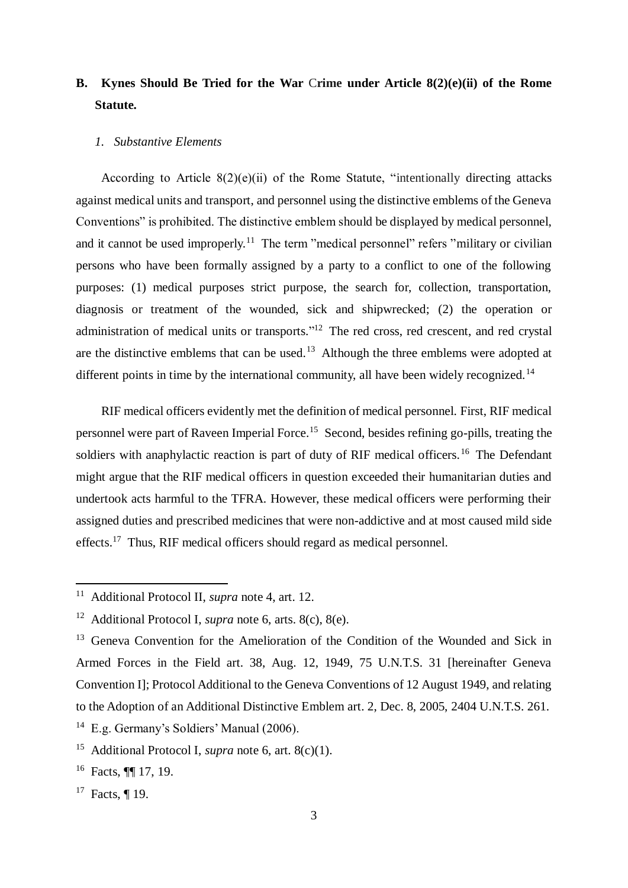## B. Kynes Should Be Tried for the War Crime under Article 8(2)(e)(ii) of the Rome Statute.

### *1. Substantive Elements*

According to Article 8(2)(e)(ii) of the Rome Statute, "intentionally directing attacks against medical units and transport, and personnel using the distinctive emblems of the Geneva Conventions" is prohibited. The distinctive emblem should be displayed by medical personnel, and it cannot be used improperly.[11] The term "medical personnel" refers "military or civilian persons who have been formally assigned by a party to a conflict to one of the following purposes: (1) medical purposes strict purpose, the search for, collection, transportation, diagnosis or treatment of the wounded, sick and shipwrecked; (2) the operation or administration of medical units or transports."[12] The red cross, red crescent, and red crystal are the distinctive emblems that can be used.[13] Although the three emblems were adopted at different points in time by the international community, all have been widely recognized.[14]

RIF medical officers evidently met the definition of medical personnel. First, RIF medical personnel were part of Raveen Imperial Force.[15] Second, besides refining go-pills, treating the soldiers with anaphylactic reaction is part of duty of RIF medical officers.[16] The Defendant might argue that the RIF medical officers in question exceeded their humanitarian duties and undertook acts harmful to the TFRA. However, these medical officers were performing their assigned duties and prescribed medicines that were non-addictive and at most caused mild side effects.[17] Thus, RIF medical officers should regard as medical personnel.

---

[11] Additional Protocol II, *supra* note 4, art. 12.

[12] Additional Protocol I, *supra* note 6, arts. 8(c), 8(e).

[13] Geneva Convention for the Amelioration of the Condition of the Wounded and Sick in Armed Forces in the Field art. 38, Aug. 12, 1949, 75 U.N.T.S. 31 [hereinafter Geneva Convention I]; Protocol Additional to the Geneva Conventions of 12 August 1949, and relating to the Adoption of an Additional Distinctive Emblem art. 2, Dec. 8, 2005, 2404 U.N.T.S. 261.

[14] E.g. Germany's Soldiers' Manual (2006).

[15] Additional Protocol I, *supra* note 6, art. 8(c)(1).

[16] Facts, ¶¶ 17, 19.

[17] Facts, ¶ 19.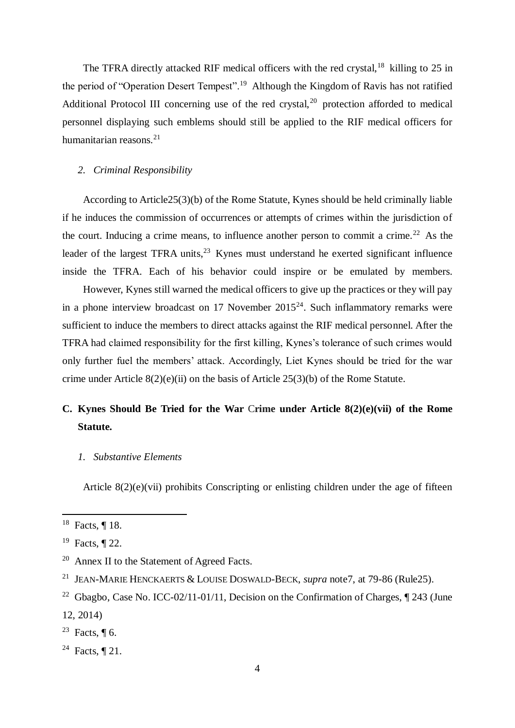The TFRA directly attacked RIF medical officers with the red crystal,[18] killing to 25 in the period of "Operation Desert Tempest".[19] Although the Kingdom of Ravis has not ratified Additional Protocol III concerning use of the red crystal,[20] protection afforded to medical personnel displaying such emblems should still be applied to the RIF medical officers for humanitarian reasons.[21]

*2. Criminal Responsibility*

According to Article25(3)(b) of the Rome Statute, Kynes should be held criminally liable if he induces the commission of occurrences or attempts of crimes within the jurisdiction of the court. Inducing a crime means, to influence another person to commit a crime.[22] As the leader of the largest TFRA units,[23] Kynes must understand he exerted significant influence inside the TFRA. Each of his behavior could inspire or be emulated by members.

However, Kynes still warned the medical officers to give up the practices or they will pay in a phone interview broadcast on 17 November 2015[24]. Such inflammatory remarks were sufficient to induce the members to direct attacks against the RIF medical personnel. After the TFRA had claimed responsibility for the first killing, Kynes's tolerance of such crimes would only further fuel the members' attack. Accordingly, Liet Kynes should be tried for the war crime under Article 8(2)(e)(ii) on the basis of Article 25(3)(b) of the Rome Statute.

### C. Kynes Should Be Tried for the War Crime under Article 8(2)(e)(vii) of the Rome Statute.

*1. Substantive Elements*

Article 8(2)(e)(vii) prohibits Conscripting or enlisting children under the age of fifteen

---

[18] Facts, ¶ 18.

[19] Facts, ¶ 22.

[20] Annex II to the Statement of Agreed Facts.

[21] JEAN-MARIE HENCKAERTS & LOUISE DOSWALD-BECK, *supra* note7, at 79-86 (Rule25).

[22] Gbagbo, Case No. ICC-02/11-01/11, Decision on the Confirmation of Charges, ¶ 243 (June 12, 2014)

[23] Facts, ¶ 6.

[24] Facts, ¶ 21.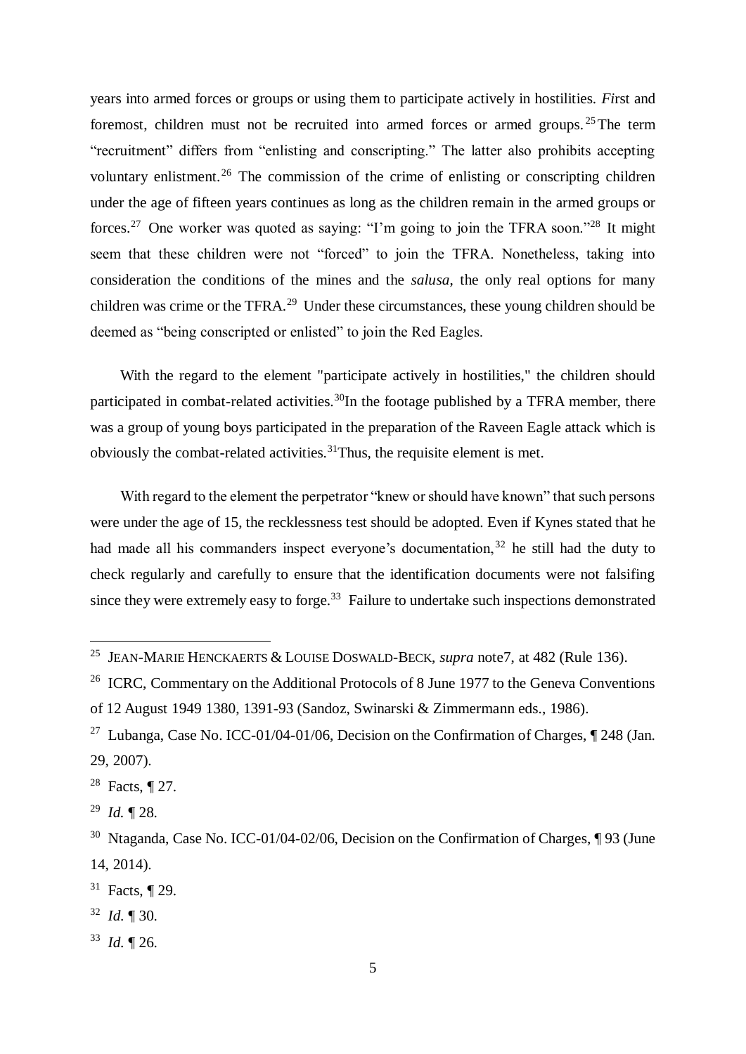years into armed forces or groups or using them to participate actively in hostilities. *Fi*rst and foremost, children must not be recruited into armed forces or armed groups.[25]The term "recruitment" differs from "enlisting and conscripting." The latter also prohibits accepting voluntary enlistment.[26] The commission of the crime of enlisting or conscripting children under the age of fifteen years continues as long as the children remain in the armed groups or forces.[27] One worker was quoted as saying: "I'm going to join the TFRA soon."[28] It might seem that these children were not "forced" to join the TFRA. Nonetheless, taking into consideration the conditions of the mines and the *salusa*, the only real options for many children was crime or the TFRA.[29] Under these circumstances, these young children should be deemed as "being conscripted or enlisted" to join the Red Eagles.

With the regard to the element "participate actively in hostilities," the children should participated in combat-related activities.[30]In the footage published by a TFRA member, there was a group of young boys participated in the preparation of the Raveen Eagle attack which is obviously the combat-related activities.[31]Thus, the requisite element is met.

With regard to the element the perpetrator "knew or should have known" that such persons were under the age of 15, the recklessness test should be adopted. Even if Kynes stated that he had made all his commanders inspect everyone's documentation,[32] he still had the duty to check regularly and carefully to ensure that the identification documents were not falsifing since they were extremely easy to forge.[33] Failure to undertake such inspections demonstrated

---

[25] JEAN-MARIE HENCKAERTS & LOUISE DOSWALD-BECK, *supra* note7, at 482 (Rule 136).

[26] ICRC, Commentary on the Additional Protocols of 8 June 1977 to the Geneva Conventions of 12 August 1949 1380, 1391-93 (Sandoz, Swinarski & Zimmermann eds., 1986).

[27] Lubanga, Case No. ICC-01/04-01/06, Decision on the Confirmation of Charges, ¶ 248 (Jan. 29, 2007).

[28] Facts, ¶ 27.

[29] *Id.* ¶ 28.

[30] Ntaganda, Case No. ICC-01/04-02/06, Decision on the Confirmation of Charges, ¶ 93 (June 14, 2014).

[31] Facts, ¶ 29.

[32] *Id.* ¶ 30.

[33] *Id.* ¶ 26.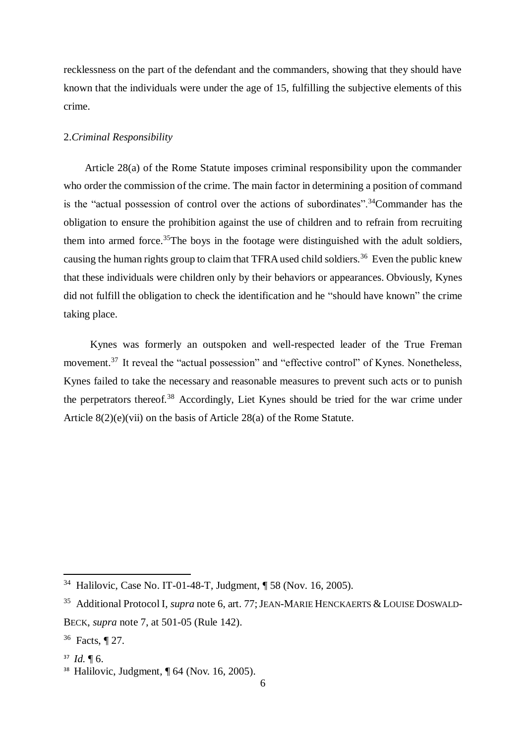recklessness on the part of the defendant and the commanders, showing that they should have known that the individuals were under the age of 15, fulfilling the subjective elements of this crime.

2.*Criminal Responsibility*

Article 28(a) of the Rome Statute imposes criminal responsibility upon the commander who order the commission of the crime. The main factor in determining a position of command is the "actual possession of control over the actions of subordinates".[34]Commander has the obligation to ensure the prohibition against the use of children and to refrain from recruiting them into armed force.[35]The boys in the footage were distinguished with the adult soldiers, causing the human rights group to claim that TFRA used child soldiers.[36] Even the public knew that these individuals were children only by their behaviors or appearances. Obviously, Kynes did not fulfill the obligation to check the identification and he "should have known" the crime taking place.

Kynes was formerly an outspoken and well-respected leader of the True Freman movement.[37] It reveal the "actual possession" and "effective control" of Kynes. Nonetheless, Kynes failed to take the necessary and reasonable measures to prevent such acts or to punish the perpetrators thereof.[38] Accordingly, Liet Kynes should be tried for the war crime under Article 8(2)(e)(vii) on the basis of Article 28(a) of the Rome Statute.

---

[34] Halilovic, Case No. IT-01-48-T, Judgment, ¶ 58 (Nov. 16, 2005).

[35] Additional Protocol I, *supra* note 6, art. 77; JEAN-MARIE HENCKAERTS & LOUISE DOSWALD-BECK, *supra* note 7, at 501-05 (Rule 142).

[36] Facts, ¶ 27.

[37] *Id.* ¶ 6.

[38] Halilovic, Judgment, ¶ 64 (Nov. 16, 2005).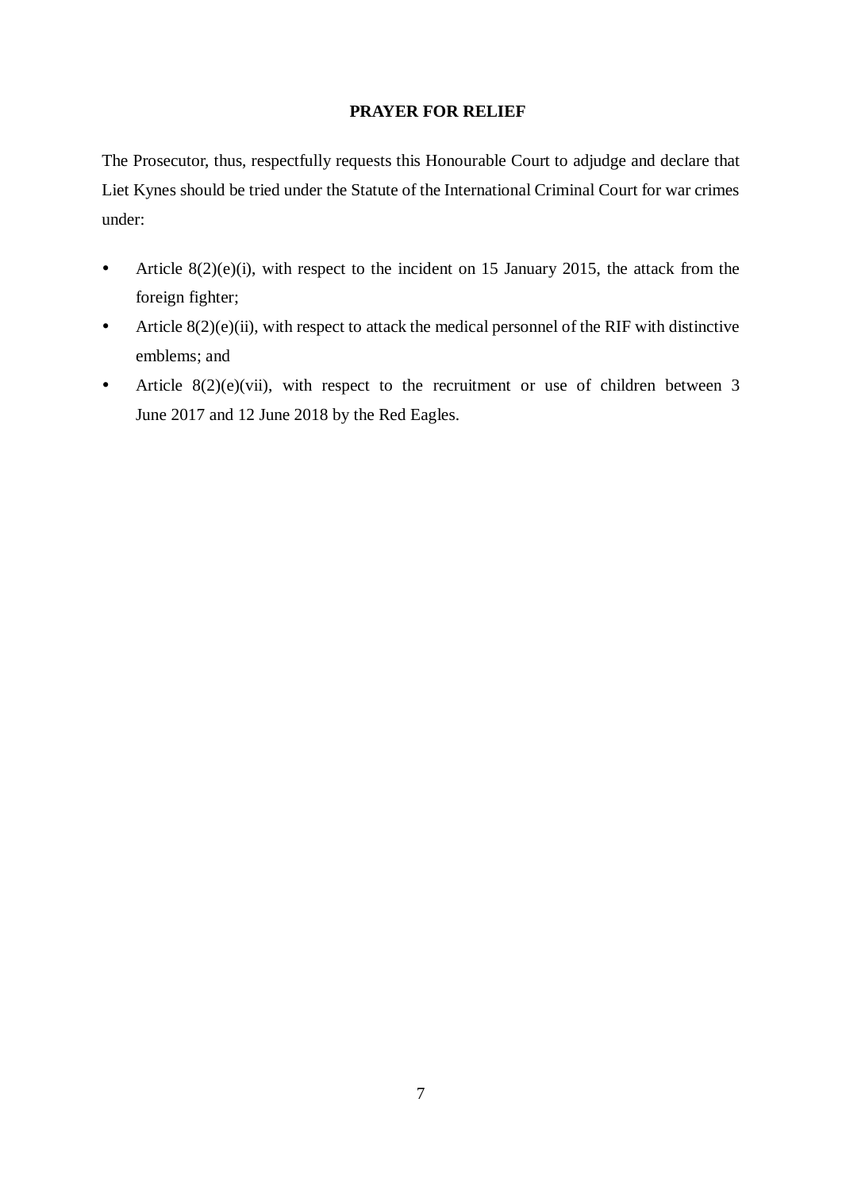## PRAYER FOR RELIEF

The Prosecutor, thus, respectfully requests this Honourable Court to adjudge and declare that Liet Kynes should be tried under the Statute of the International Criminal Court for war crimes under:

- Article 8(2)(e)(i), with respect to the incident on 15 January 2015, the attack from the foreign fighter;
- Article 8(2)(e)(ii), with respect to attack the medical personnel of the RIF with distinctive emblems; and
- Article 8(2)(e)(vii), with respect to the recruitment or use of children between 3 June 2017 and 12 June 2018 by the Red Eagles.